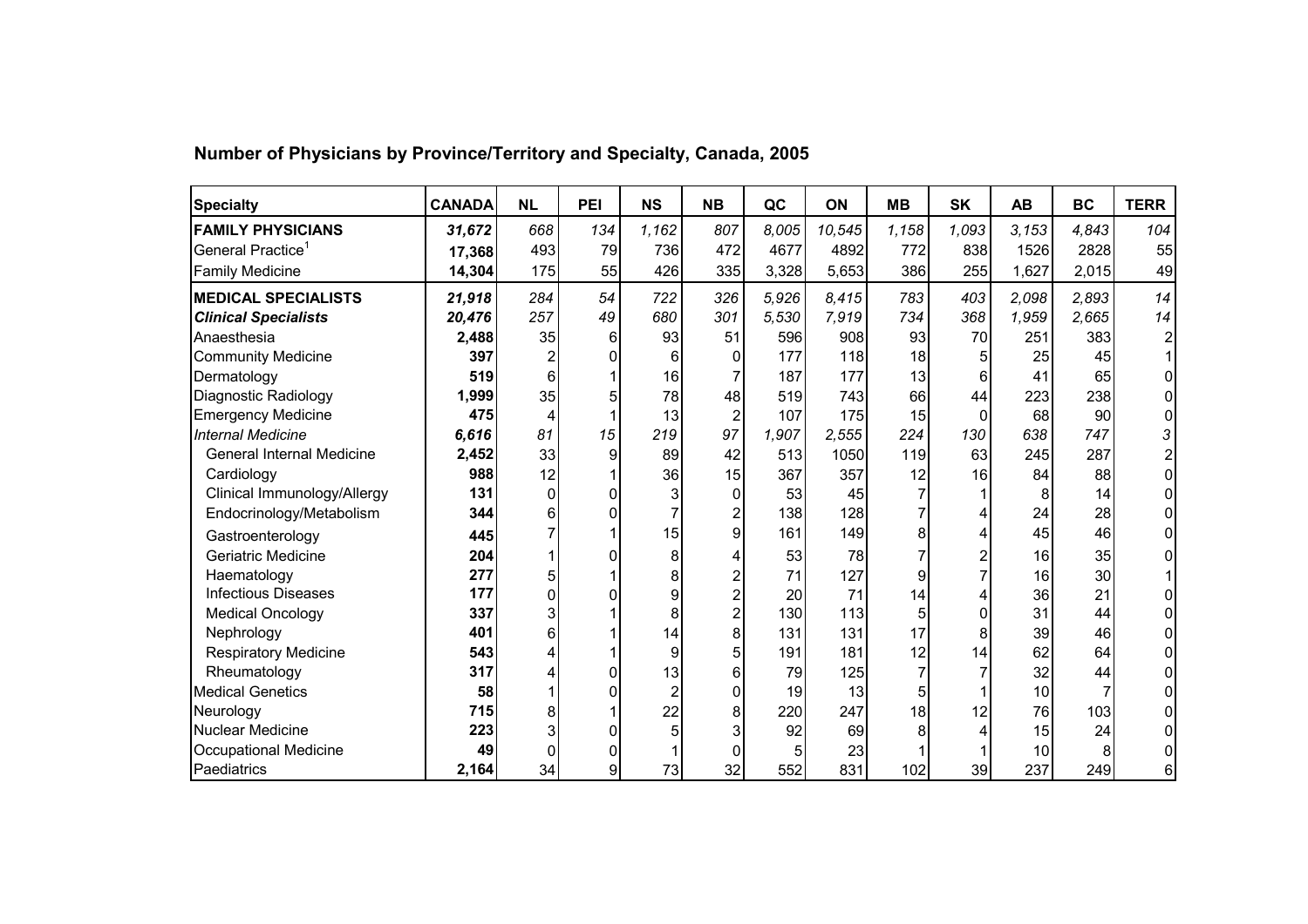## Number of Physicians by Province/Territory and Specialty, Canada, 2005

| Specialty | CANADA | NL | PEI | NS | NB | QC | ON | MB | SK | AB | BC | TERR |
|---|---|---|---|---|---|---|---|---|---|---|---|---|
| **FAMILY PHYSICIANS** | ***31,672*** | *668* | *134* | *1,162* | *807* | *8,005* | *10,545* | *1,158* | *1,093* | *3,153* | *4,843* | *104* |
| General Practice[1] | **17,368** | 493 | 79 | 736 | 472 | 4677 | 4892 | 772 | 838 | 1526 | 2828 | 55 |
| Family Medicine | **14,304** | 175 | 55 | 426 | 335 | 3,328 | 5,653 | 386 | 255 | 1,627 | 2,015 | 49 |
| **MEDICAL SPECIALISTS** | ***21,918*** | *284* | *54* | *722* | *326* | *5,926* | *8,415* | *783* | *403* | *2,098* | *2,893* | *14* |
| ***Clinical Specialists*** | ***20,476*** | *257* | *49* | *680* | *301* | *5,530* | *7,919* | *734* | *368* | *1,959* | *2,665* | *14* |
| Anaesthesia | **2,488** | 35 | 6 | 93 | 51 | 596 | 908 | 93 | 70 | 251 | 383 | 2 |
| Community Medicine | **397** | 2 | 0 | 6 | 0 | 177 | 118 | 18 | 5 | 25 | 45 | 1 |
| Dermatology | **519** | 6 | 1 | 16 | 7 | 187 | 177 | 13 | 6 | 41 | 65 | 0 |
| Diagnostic Radiology | **1,999** | 35 | 5 | 78 | 48 | 519 | 743 | 66 | 44 | 223 | 238 | 0 |
| Emergency Medicine | **475** | 4 | 1 | 13 | 2 | 107 | 175 | 15 | 0 | 68 | 90 | 0 |
| *Internal Medicine* | ***6,616*** | *81* | *15* | *219* | *97* | *1,907* | *2,555* | *224* | *130* | *638* | *747* | *3* |
| General Internal Medicine | **2,452** | 33 | 9 | 89 | 42 | 513 | 1050 | 119 | 63 | 245 | 287 | 2 |
| Cardiology | **988** | 12 | 1 | 36 | 15 | 367 | 357 | 12 | 16 | 84 | 88 | 0 |
| Clinical Immunology/Allergy | **131** | 0 | 0 | 3 | 0 | 53 | 45 | 7 | 1 | 8 | 14 | 0 |
| Endocrinology/Metabolism | **344** | 6 | 0 | 7 | 2 | 138 | 128 | 7 | 4 | 24 | 28 | 0 |
| Gastroenterology | **445** | 7 | 1 | 15 | 9 | 161 | 149 | 8 | 4 | 45 | 46 | 0 |
| Geriatric Medicine | **204** | 1 | 0 | 8 | 4 | 53 | 78 | 7 | 2 | 16 | 35 | 0 |
| Haematology | **277** | 5 | 1 | 8 | 2 | 71 | 127 | 9 | 7 | 16 | 30 | 1 |
| Infectious Diseases | **177** | 0 | 0 | 9 | 2 | 20 | 71 | 14 | 4 | 36 | 21 | 0 |
| Medical Oncology | **337** | 3 | 1 | 8 | 2 | 130 | 113 | 5 | 0 | 31 | 44 | 0 |
| Nephrology | **401** | 6 | 1 | 14 | 8 | 131 | 131 | 17 | 8 | 39 | 46 | 0 |
| Respiratory Medicine | **543** | 4 | 1 | 9 | 5 | 191 | 181 | 12 | 14 | 62 | 64 | 0 |
| Rheumatology | **317** | 4 | 0 | 13 | 6 | 79 | 125 | 7 | 7 | 32 | 44 | 0 |
| Medical Genetics | **58** | 1 | 0 | 2 | 0 | 19 | 13 | 5 | 1 | 10 | 7 | 0 |
| Neurology | **715** | 8 | 1 | 22 | 8 | 220 | 247 | 18 | 12 | 76 | 103 | 0 |
| Nuclear Medicine | **223** | 3 | 0 | 5 | 3 | 92 | 69 | 8 | 4 | 15 | 24 | 0 |
| Occupational Medicine | **49** | 0 | 0 | 1 | 0 | 5 | 23 | 1 | 1 | 10 | 8 | 0 |
| Paediatrics | **2,164** | 34 | 9 | 73 | 32 | 552 | 831 | 102 | 39 | 237 | 249 | 6 |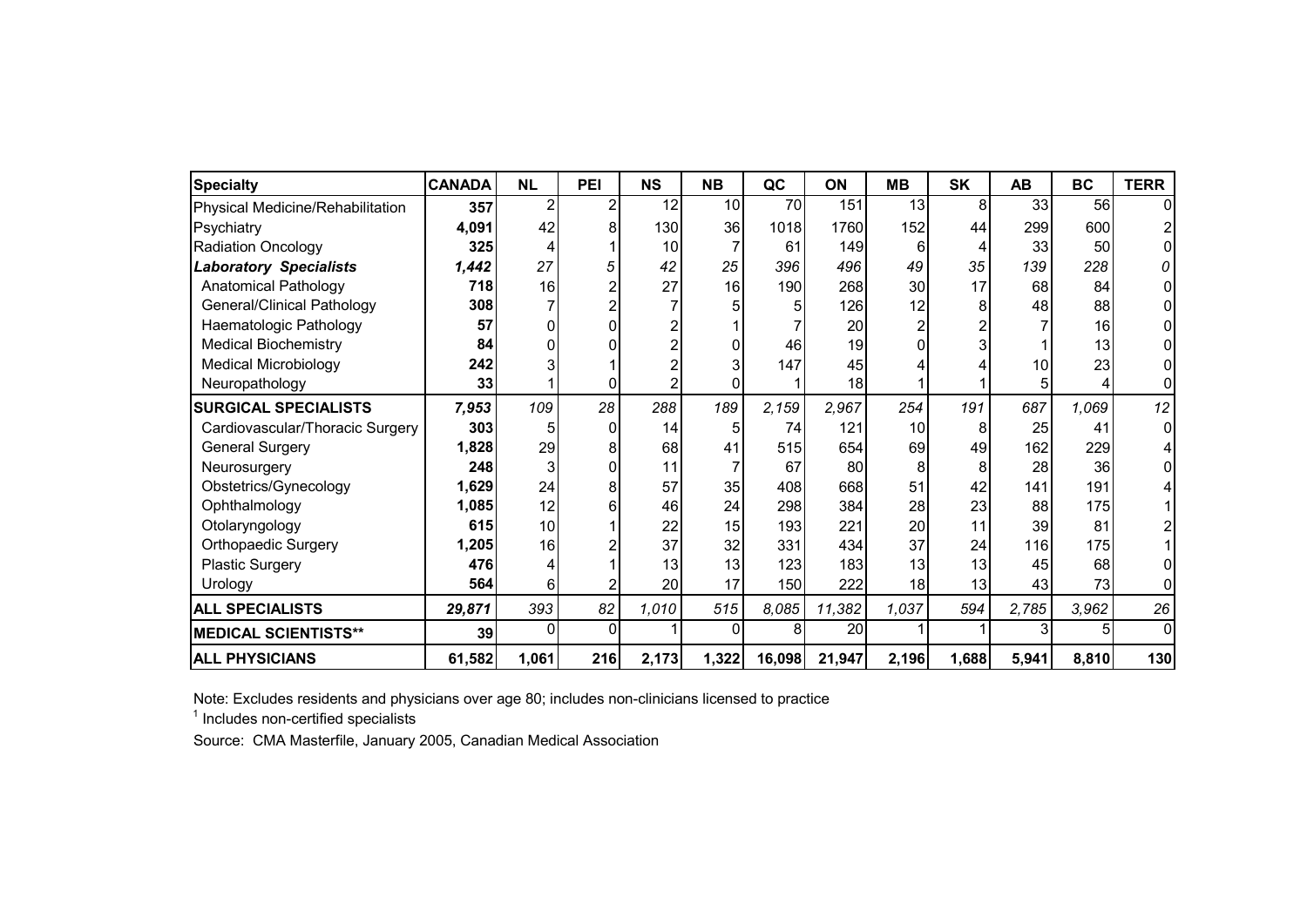| Specialty | CANADA | NL | PEI | NS | NB | QC | ON | MB | SK | AB | BC | TERR |
|---|---|---|---|---|---|---|---|---|---|---|---|---|
| Physical Medicine/Rehabilitation | **357** | 2 | 2 | 12 | 10 | 70 | 151 | 13 | 8 | 33 | 56 | 0 |
| Psychiatry | **4,091** | 42 | 8 | 130 | 36 | 1018 | 1760 | 152 | 44 | 299 | 600 | 2 |
| Radiation Oncology | **325** | 4 | 1 | 10 | 7 | 61 | 149 | 6 | 4 | 33 | 50 | 0 |
| ***Laboratory Specialists*** | ***1,442*** | *27* | *5* | *42* | *25* | *396* | *496* | *49* | *35* | *139* | *228* | *0* |
| Anatomical Pathology | **718** | 16 | 2 | 27 | 16 | 190 | 268 | 30 | 17 | 68 | 84 | 0 |
| General/Clinical Pathology | **308** | 7 | 2 | 7 | 5 | 5 | 126 | 12 | 8 | 48 | 88 | 0 |
| Haematologic Pathology | **57** | 0 | 0 | 2 | 1 | 7 | 20 | 2 | 2 | 7 | 16 | 0 |
| Medical Biochemistry | **84** | 0 | 0 | 2 | 0 | 46 | 19 | 0 | 3 | 1 | 13 | 0 |
| Medical Microbiology | **242** | 3 | 1 | 2 | 3 | 147 | 45 | 4 | 4 | 10 | 23 | 0 |
| Neuropathology | **33** | 1 | 0 | 2 | 0 | 1 | 18 | 1 | 1 | 5 | 4 | 0 |
| **SURGICAL SPECIALISTS** | ***7,953*** | *109* | *28* | *288* | *189* | *2,159* | *2,967* | *254* | *191* | *687* | *1,069* | *12* |
| Cardiovascular/Thoracic Surgery | **303** | 5 | 0 | 14 | 5 | 74 | 121 | 10 | 8 | 25 | 41 | 0 |
| General Surgery | **1,828** | 29 | 8 | 68 | 41 | 515 | 654 | 69 | 49 | 162 | 229 | 4 |
| Neurosurgery | **248** | 3 | 0 | 11 | 7 | 67 | 80 | 8 | 8 | 28 | 36 | 0 |
| Obstetrics/Gynecology | **1,629** | 24 | 8 | 57 | 35 | 408 | 668 | 51 | 42 | 141 | 191 | 4 |
| Ophthalmology | **1,085** | 12 | 6 | 46 | 24 | 298 | 384 | 28 | 23 | 88 | 175 | 1 |
| Otolaryngology | **615** | 10 | 1 | 22 | 15 | 193 | 221 | 20 | 11 | 39 | 81 | 2 |
| Orthopaedic Surgery | **1,205** | 16 | 2 | 37 | 32 | 331 | 434 | 37 | 24 | 116 | 175 | 1 |
| Plastic Surgery | **476** | 4 | 1 | 13 | 13 | 123 | 183 | 13 | 13 | 45 | 68 | 0 |
| Urology | **564** | 6 | 2 | 20 | 17 | 150 | 222 | 18 | 13 | 43 | 73 | 0 |
| **ALL SPECIALISTS** | ***29,871*** | *393* | *82* | *1,010* | *515* | *8,085* | *11,382* | *1,037* | *594* | *2,785* | *3,962* | *26* |
| **MEDICAL SCIENTISTS\*\*** | **39** | 0 | 0 | 1 | 0 | 8 | 20 | 1 | 1 | 3 | 5 | 0 |
| **ALL PHYSICIANS** | **61,582** | **1,061** | **216** | **2,173** | **1,322** | **16,098** | **21,947** | **2,196** | **1,688** | **5,941** | **8,810** | **130** |

Note: Excludes residents and physicians over age 80; includes non-clinicians licensed to practice

[1] Includes non-certified specialists

Source: CMA Masterfile, January 2005, Canadian Medical Association